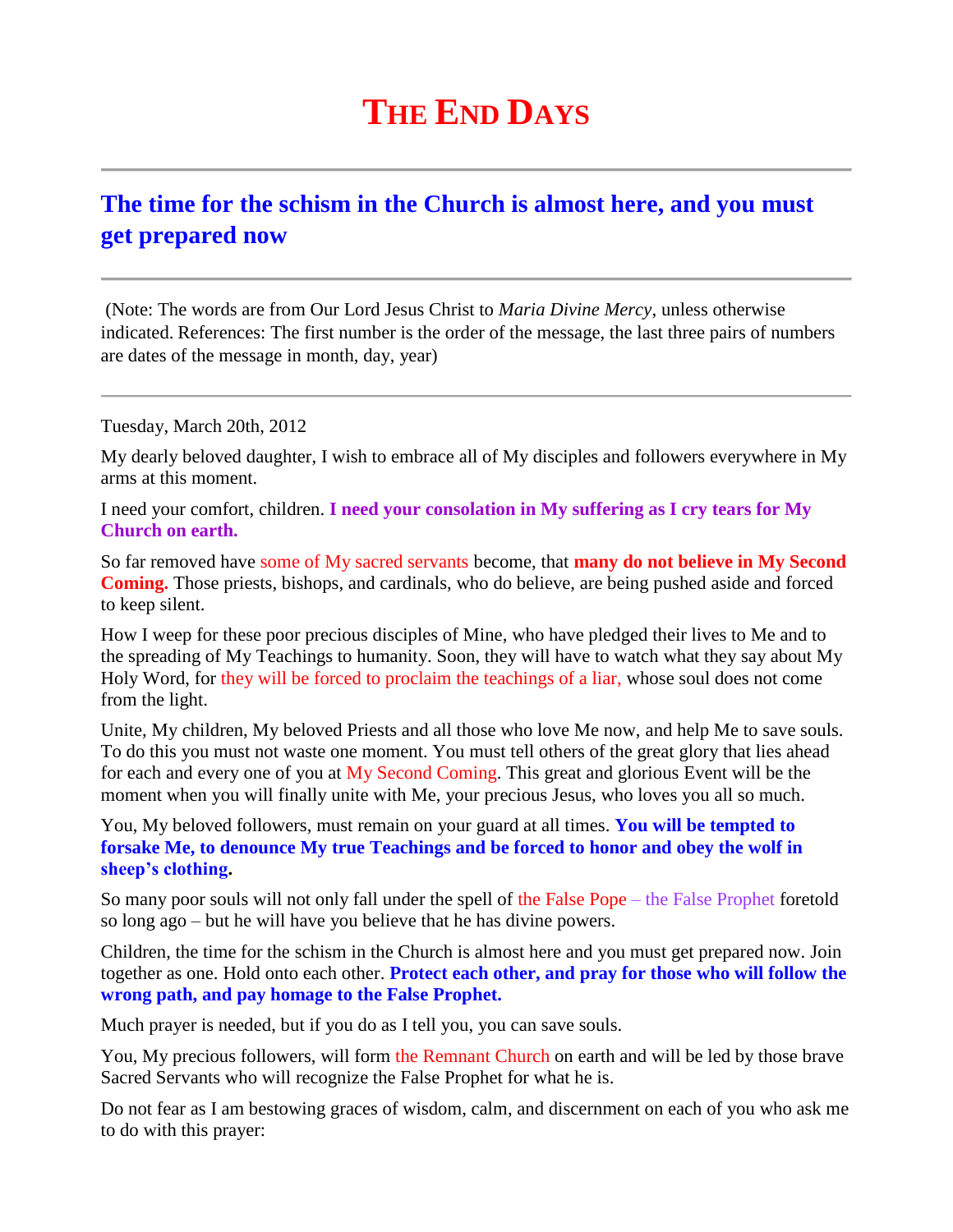# THE END DAYS

## The time for the schism in the Church is almost here, and you must get prepared now

(Note: The words are from Our Lord Jesus Christ to *Maria Divine Mercy*, unless otherwise indicated. References: The first number is the order of the message, the last three pairs of numbers are dates of the message in month, day, year)

Tuesday, March 20th, 2012

My dearly beloved daughter, I wish to embrace all of My disciples and followers everywhere in My arms at this moment.

I need your comfort, children. **I need your consolation in My suffering as I cry tears for My Church on earth.**

So far removed have some of My sacred servants become, that **many do not believe in My Second Coming.** Those priests, bishops, and cardinals, who do believe, are being pushed aside and forced to keep silent.

How I weep for these poor precious disciples of Mine, who have pledged their lives to Me and to the spreading of My Teachings to humanity. Soon, they will have to watch what they say about My Holy Word, for they will be forced to proclaim the teachings of a liar, whose soul does not come from the light.

Unite, My children, My beloved Priests and all those who love Me now, and help Me to save souls. To do this you must not waste one moment. You must tell others of the great glory that lies ahead for each and every one of you at My Second Coming. This great and glorious Event will be the moment when you will finally unite with Me, your precious Jesus, who loves you all so much.

You, My beloved followers, must remain on your guard at all times. **You will be tempted to forsake Me, to denounce My true Teachings and be forced to honor and obey the wolf in sheep's clothing.**

So many poor souls will not only fall under the spell of the False Pope – the False Prophet foretold so long ago – but he will have you believe that he has divine powers.

Children, the time for the schism in the Church is almost here and you must get prepared now. Join together as one. Hold onto each other. **Protect each other, and pray for those who will follow the wrong path, and pay homage to the False Prophet.**

Much prayer is needed, but if you do as I tell you, you can save souls.

You, My precious followers, will form the Remnant Church on earth and will be led by those brave Sacred Servants who will recognize the False Prophet for what he is.

Do not fear as I am bestowing graces of wisdom, calm, and discernment on each of you who ask me to do with this prayer: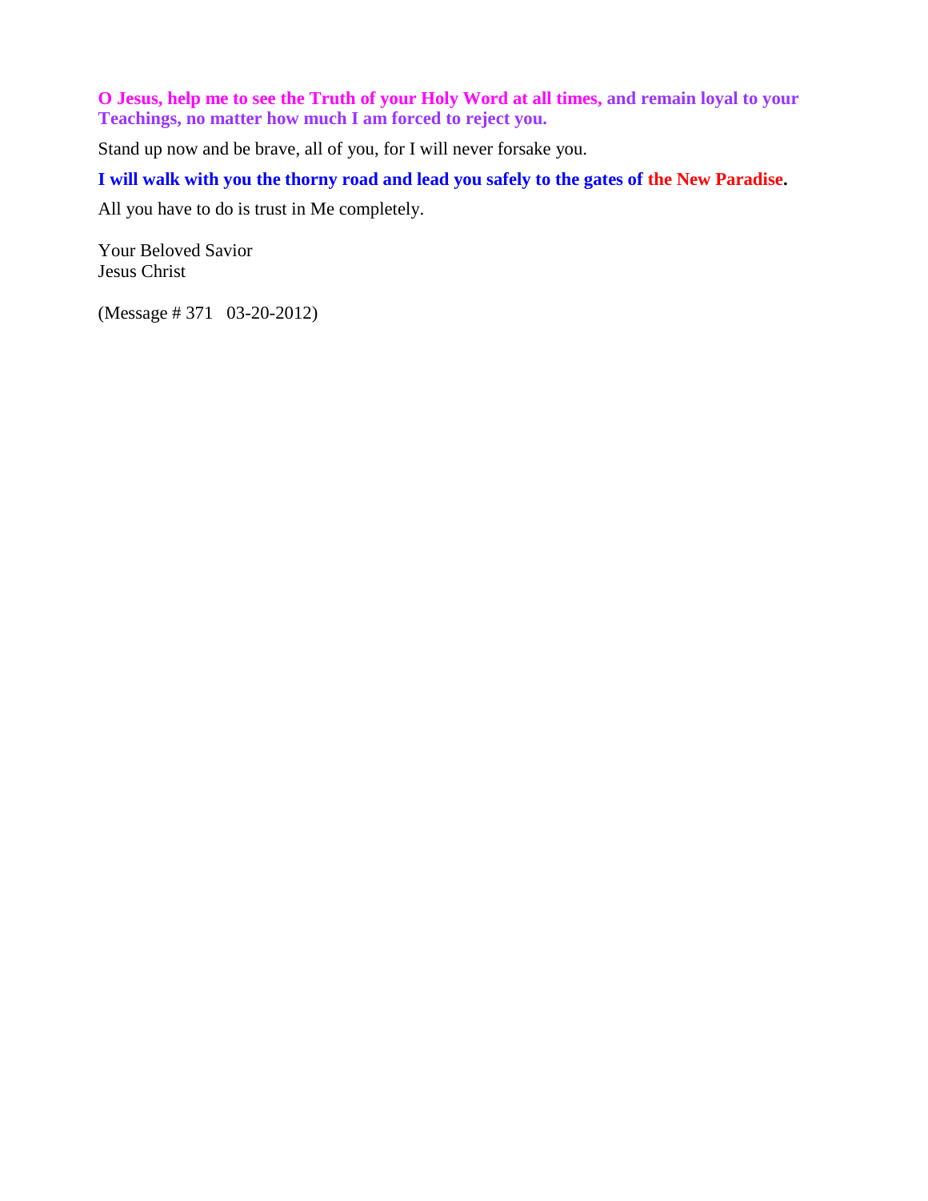**O Jesus, help me to see the Truth of your Holy Word at all times, and remain loyal to your Teachings, no matter how much I am forced to reject you.**

Stand up now and be brave, all of you, for I will never forsake you.

**I will walk with you the thorny road and lead you safely to the gates of the New Paradise.**

All you have to do is trust in Me completely.

Your Beloved Savior
Jesus Christ

(Message # 371   03-20-2012)